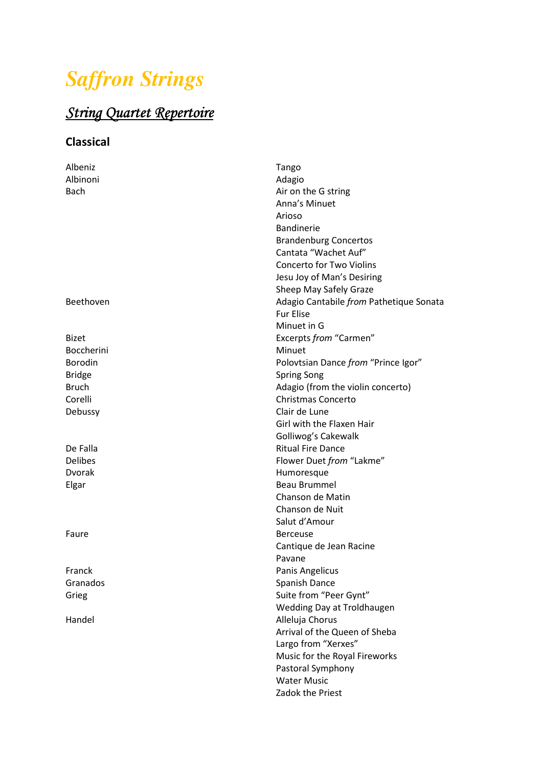# *Saffron Strings*

## *String Quartet Repertoire*

### Classical

| | |
|---|---|
| Albeniz | Tango |
| Albinoni | Adagio |
| Bach | Air on the G string |
| | Anna's Minuet |
| | Arioso |
| | Bandinerie |
| | Brandenburg Concertos |
| | Cantata "Wachet Auf" |
| | Concerto for Two Violins |
| | Jesu Joy of Man's Desiring |
| | Sheep May Safely Graze |
| Beethoven | Adagio Cantabile *from* Pathetique Sonata |
| | Fur Elise |
| | Minuet in G |
| Bizet | Excerpts *from* "Carmen" |
| Boccherini | Minuet |
| Borodin | Polovtsian Dance *from* "Prince Igor" |
| Bridge | Spring Song |
| Bruch | Adagio (from the violin concerto) |
| Corelli | Christmas Concerto |
| Debussy | Clair de Lune |
| | Girl with the Flaxen Hair |
| | Golliwog's Cakewalk |
| De Falla | Ritual Fire Dance |
| Delibes | Flower Duet *from* "Lakme" |
| Dvorak | Humoresque |
| Elgar | Beau Brummel |
| | Chanson de Matin |
| | Chanson de Nuit |
| | Salut d'Amour |
| Faure | Berceuse |
| | Cantique de Jean Racine |
| | Pavane |
| Franck | Panis Angelicus |
| Granados | Spanish Dance |
| Grieg | Suite from "Peer Gynt" |
| | Wedding Day at Troldhaugen |
| Handel | Alleluja Chorus |
| | Arrival of the Queen of Sheba |
| | Largo from "Xerxes" |
| | Music for the Royal Fireworks |
| | Pastoral Symphony |
| | Water Music |
| | Zadok the Priest |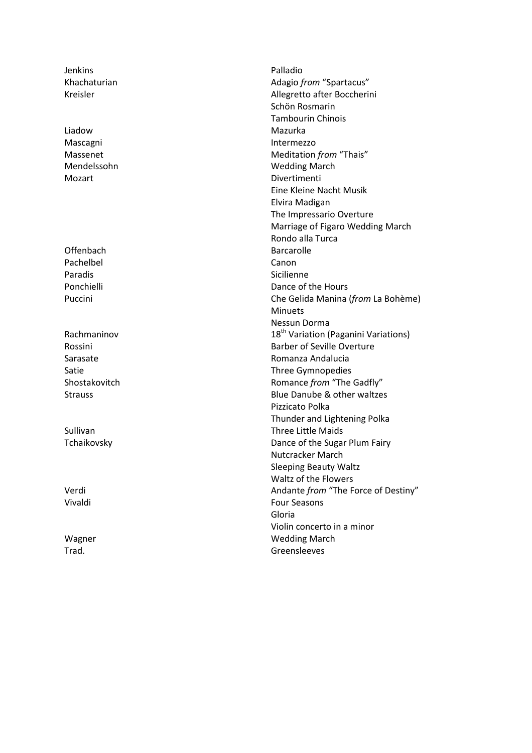| Composer | Piece |
|---|---|
| Jenkins | Palladio |
| Khachaturian | Adagio *from* "Spartacus" |
| Kreisler | Allegretto after Boccherini |
| | Schön Rosmarin |
| | Tambourin Chinois |
| Liadow | Mazurka |
| Mascagni | Intermezzo |
| Massenet | Meditation *from* "Thais" |
| Mendelssohn | Wedding March |
| Mozart | Divertimenti |
| | Eine Kleine Nacht Musik |
| | Elvira Madigan |
| | The Impressario Overture |
| | Marriage of Figaro Wedding March |
| | Rondo alla Turca |
| Offenbach | Barcarolle |
| Pachelbel | Canon |
| Paradis | Sicilienne |
| Ponchielli | Dance of the Hours |
| Puccini | Che Gelida Manina (*from* La Bohème) |
| | Minuets |
| | Nessun Dorma |
| Rachmaninov | 18th Variation (Paganini Variations) |
| Rossini | Barber of Seville Overture |
| Sarasate | Romanza Andalucia |
| Satie | Three Gymnopedies |
| Shostakovitch | Romance *from* "The Gadfly" |
| Strauss | Blue Danube & other waltzes |
| | Pizzicato Polka |
| | Thunder and Lightening Polka |
| Sullivan | Three Little Maids |
| Tchaikovsky | Dance of the Sugar Plum Fairy |
| | Nutcracker March |
| | Sleeping Beauty Waltz |
| | Waltz of the Flowers |
| Verdi | Andante *from* "The Force of Destiny" |
| Vivaldi | Four Seasons |
| | Gloria |
| | Violin concerto in a minor |
| Wagner | Wedding March |
| Trad. | Greensleeves |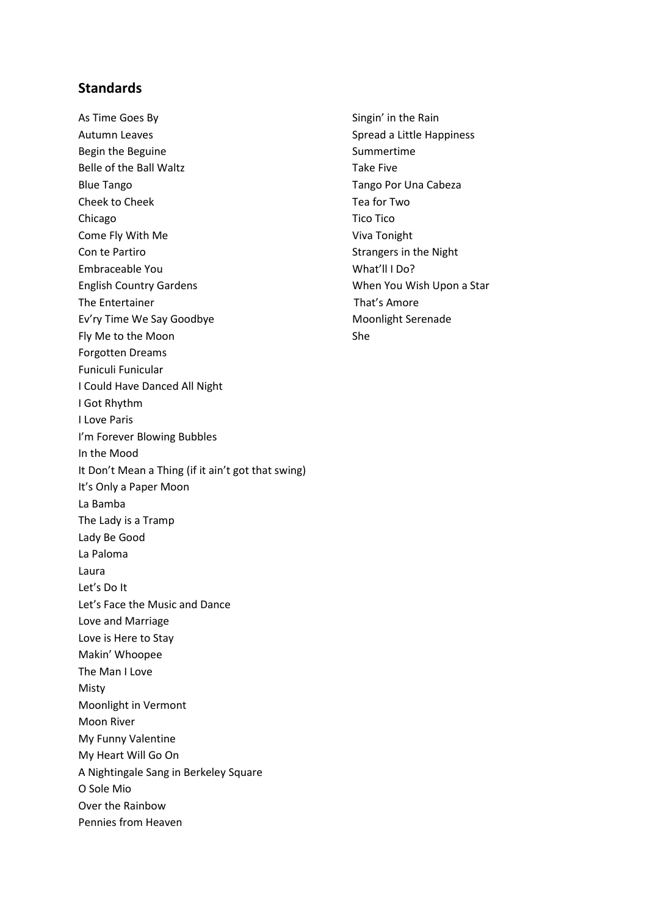## Standards

As Time Goes By
Autumn Leaves
Begin the Beguine
Belle of the Ball Waltz
Blue Tango
Cheek to Cheek
Chicago
Come Fly With Me
Con te Partiro
Embraceable You
English Country Gardens
The Entertainer
Ev'ry Time We Say Goodbye
Fly Me to the Moon
Forgotten Dreams
Funiculi Funicular
I Could Have Danced All Night
I Got Rhythm
I Love Paris
I'm Forever Blowing Bubbles
In the Mood
It Don't Mean a Thing (if it ain't got that swing)
It's Only a Paper Moon
La Bamba
The Lady is a Tramp
Lady Be Good
La Paloma
Laura
Let's Do It
Let's Face the Music and Dance
Love and Marriage
Love is Here to Stay
Makin' Whoopee
The Man I Love
Misty
Moonlight in Vermont
Moon River
My Funny Valentine
My Heart Will Go On
A Nightingale Sang in Berkeley Square
O Sole Mio
Over the Rainbow
Pennies from Heaven
Singin' in the Rain
Spread a Little Happiness
Summertime
Take Five
Tango Por Una Cabeza
Tea for Two
Tico Tico
Viva Tonight
Strangers in the Night
What'll I Do?
When You Wish Upon a Star
That's Amore
Moonlight Serenade
She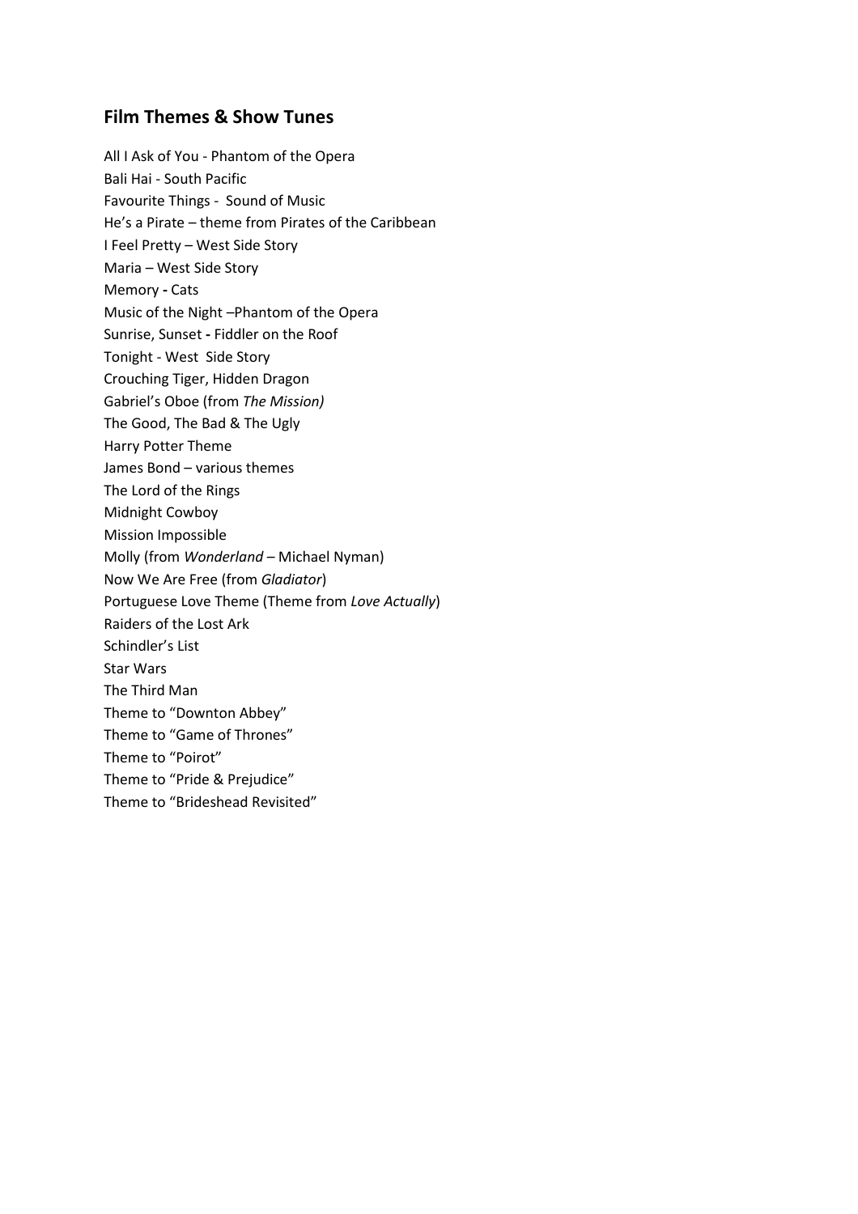## Film Themes & Show Tunes

All I Ask of You - Phantom of the Opera  
Bali Hai - South Pacific  
Favourite Things - Sound of Music  
He's a Pirate – theme from Pirates of the Caribbean  
I Feel Pretty – West Side Story  
Maria – West Side Story  
Memory **-** Cats  
Music of the Night –Phantom of the Opera  
Sunrise, Sunset **-** Fiddler on the Roof  
Tonight - West Side Story  
Crouching Tiger, Hidden Dragon  
Gabriel's Oboe (from *The Mission)*  
The Good, The Bad & The Ugly  
Harry Potter Theme  
James Bond – various themes  
The Lord of the Rings  
Midnight Cowboy  
Mission Impossible  
Molly (from *Wonderland* – Michael Nyman)  
Now We Are Free (from *Gladiator*)  
Portuguese Love Theme (Theme from *Love Actually*)  
Raiders of the Lost Ark  
Schindler's List  
Star Wars  
The Third Man  
Theme to "Downton Abbey"  
Theme to "Game of Thrones"  
Theme to "Poirot"  
Theme to "Pride & Prejudice"  
Theme to "Brideshead Revisited"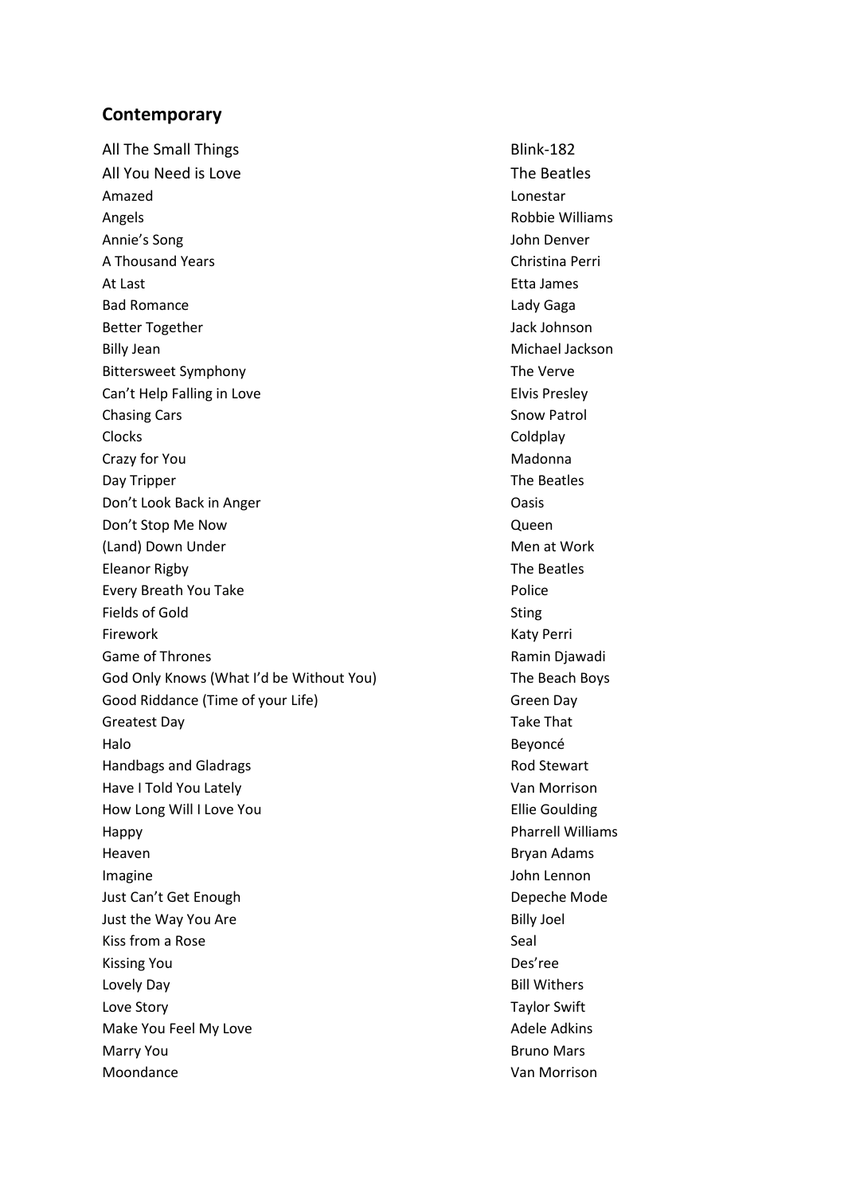## Contemporary

| | |
|---|---|
| All The Small Things | Blink-182 |
| All You Need is Love | The Beatles |
| Amazed | Lonestar |
| Angels | Robbie Williams |
| Annie's Song | John Denver |
| A Thousand Years | Christina Perri |
| At Last | Etta James |
| Bad Romance | Lady Gaga |
| Better Together | Jack Johnson |
| Billy Jean | Michael Jackson |
| Bittersweet Symphony | The Verve |
| Can't Help Falling in Love | Elvis Presley |
| Chasing Cars | Snow Patrol |
| Clocks | Coldplay |
| Crazy for You | Madonna |
| Day Tripper | The Beatles |
| Don't Look Back in Anger | Oasis |
| Don't Stop Me Now | Queen |
| (Land) Down Under | Men at Work |
| Eleanor Rigby | The Beatles |
| Every Breath You Take | Police |
| Fields of Gold | Sting |
| Firework | Katy Perri |
| Game of Thrones | Ramin Djawadi |
| God Only Knows (What I'd be Without You) | The Beach Boys |
| Good Riddance (Time of your Life) | Green Day |
| Greatest Day | Take That |
| Halo | Beyoncé |
| Handbags and Gladrags | Rod Stewart |
| Have I Told You Lately | Van Morrison |
| How Long Will I Love You | Ellie Goulding |
| Happy | Pharrell Williams |
| Heaven | Bryan Adams |
| Imagine | John Lennon |
| Just Can't Get Enough | Depeche Mode |
| Just the Way You Are | Billy Joel |
| Kiss from a Rose | Seal |
| Kissing You | Des'ree |
| Lovely Day | Bill Withers |
| Love Story | Taylor Swift |
| Make You Feel My Love | Adele Adkins |
| Marry You | Bruno Mars |
| Moondance | Van Morrison |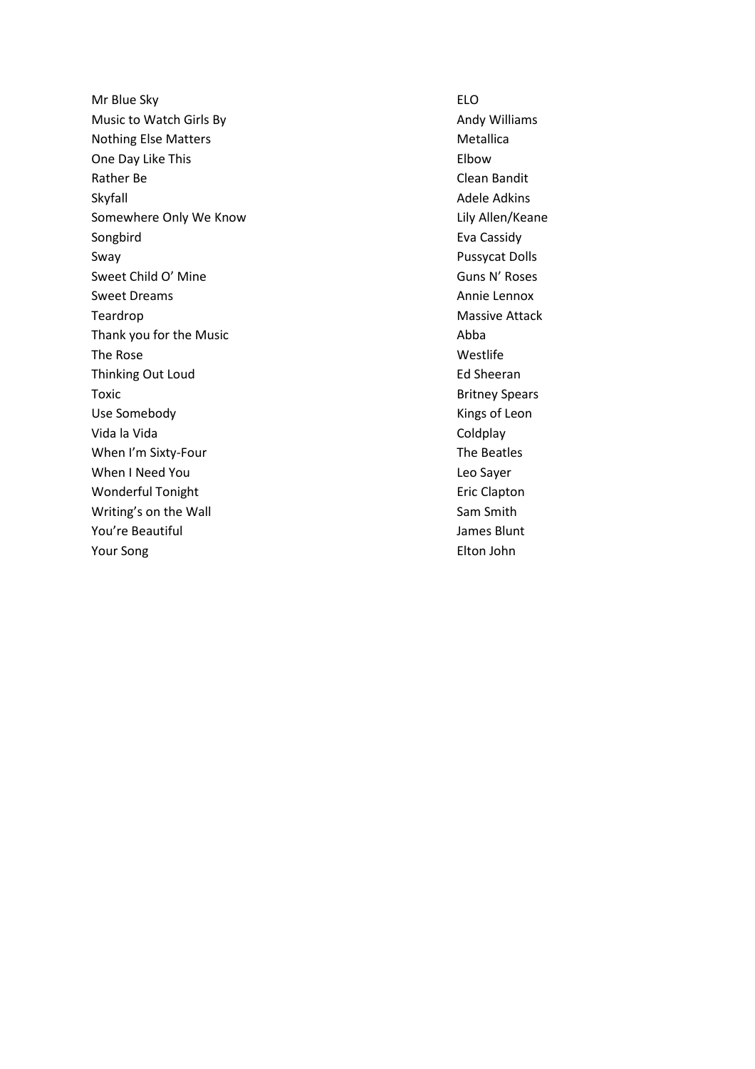| | |
|---|---|
| Mr Blue Sky | ELO |
| Music to Watch Girls By | Andy Williams |
| Nothing Else Matters | Metallica |
| One Day Like This | Elbow |
| Rather Be | Clean Bandit |
| Skyfall | Adele Adkins |
| Somewhere Only We Know | Lily Allen/Keane |
| Songbird | Eva Cassidy |
| Sway | Pussycat Dolls |
| Sweet Child O' Mine | Guns N' Roses |
| Sweet Dreams | Annie Lennox |
| Teardrop | Massive Attack |
| Thank you for the Music | Abba |
| The Rose | Westlife |
| Thinking Out Loud | Ed Sheeran |
| Toxic | Britney Spears |
| Use Somebody | Kings of Leon |
| Vida la Vida | Coldplay |
| When I'm Sixty-Four | The Beatles |
| When I Need You | Leo Sayer |
| Wonderful Tonight | Eric Clapton |
| Writing's on the Wall | Sam Smith |
| You're Beautiful | James Blunt |
| Your Song | Elton John |